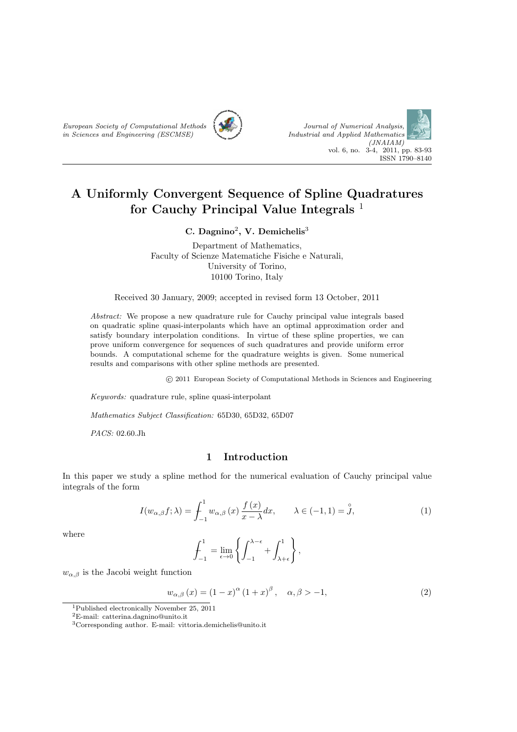European Society of Computational Methods in Sciences and Engineering (ESCMSE)

Journal of Numerical Analysis, Industrial and Applied Mathematics (JNAIAM)
vol. 6, no. 3-4, 2011, pp. 83-93
ISSN 1790–8140

# A Uniformly Convergent Sequence of Spline Quadratures for Cauchy Principal Value Integrals [1]

**C. Dagnino[2], V. Demichelis[3]**

Department of Mathematics,
Faculty of Scienze Matematiche Fisiche e Naturali,
University of Torino,
10100 Torino, Italy

Received 30 January, 2009; accepted in revised form 13 October, 2011

*Abstract:* We propose a new quadrature rule for Cauchy principal value integrals based on quadratic spline quasi-interpolants which have an optimal approximation order and satisfy boundary interpolation conditions. In virtue of these spline properties, we can prove uniform convergence for sequences of such quadratures and provide uniform error bounds. A computational scheme for the quadrature weights is given. Some numerical results and comparisons with other spline methods are presented.

© 2011 European Society of Computational Methods in Sciences and Engineering

*Keywords:* quadrature rule, spline quasi-interpolant

*Mathematics Subject Classification:* 65D30, 65D32, 65D07

*PACS:* 02.60.Jh

## 1 Introduction

In this paper we study a spline method for the numerical evaluation of Cauchy principal value integrals of the form

$$I(w_{\alpha,\beta}f;\lambda) = \int\!\!\!\!\!\!-_{-1}^{1} w_{\alpha,\beta}(x)\,\frac{f(x)}{x-\lambda}\,dx, \qquad \lambda \in (-1,1) = \overset{\circ}{J}, \tag{1}$$

where

$$\int\!\!\!\!\!\!-_{-1}^{1} = \lim_{\epsilon\to 0}\left\{\int_{-1}^{\lambda-\epsilon} + \int_{\lambda+\epsilon}^{1}\right\},$$

$w_{\alpha,\beta}$ is the Jacobi weight function

$$w_{\alpha,\beta}(x) = (1-x)^{\alpha}(1+x)^{\beta}, \quad \alpha,\beta > -1, \tag{2}$$

---

[1] Published electronically November 25, 2011

[2] E-mail: catterina.dagnino@unito.it

[3] Corresponding author. E-mail: vittoria.demichelis@unito.it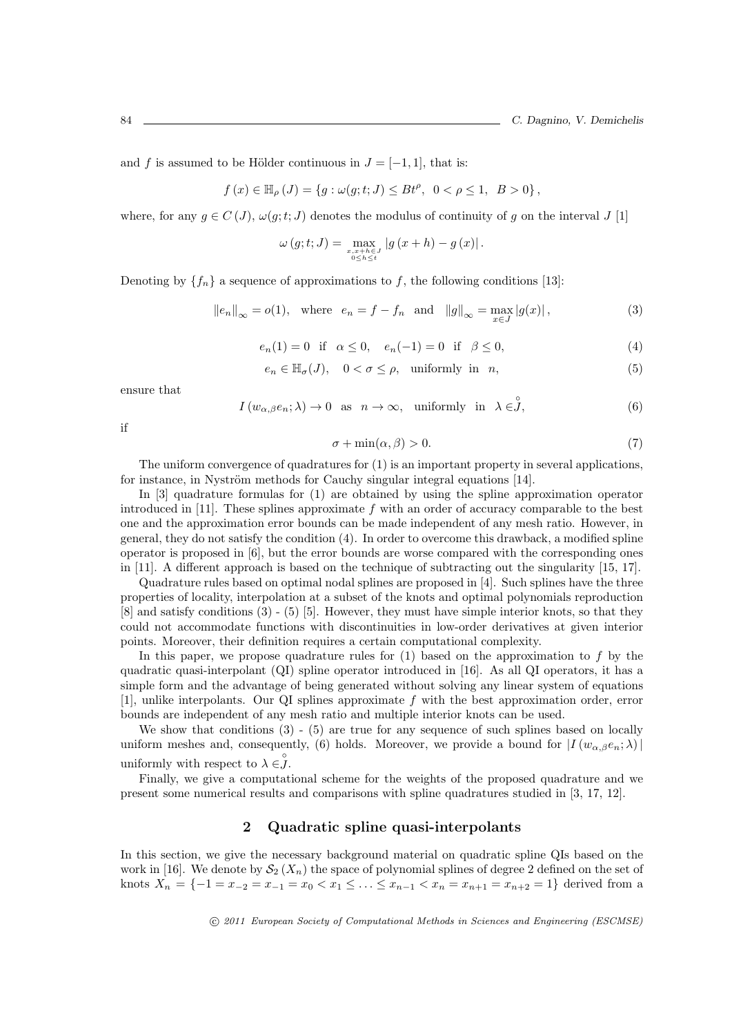and $f$ is assumed to be Hölder continuous in $J = [-1, 1]$, that is:

$$f(x) \in \mathbb{H}_\rho(J) = \{g : \omega(g; t; J) \leq Bt^\rho, \ \ 0 < \rho \leq 1, \ \ B > 0\},$$

where, for any $g \in C(J)$, $\omega(g; t; J)$ denotes the modulus of continuity of $g$ on the interval $J$ [1]

$$\omega(g; t; J) = \max_{\substack{x, x+h \in J \\ 0 \leq h \leq t}} |g(x+h) - g(x)|.$$

Denoting by $\{f_n\}$ a sequence of approximations to $f$, the following conditions [13]:

$$\|e_n\|_\infty = o(1), \quad \text{where} \quad e_n = f - f_n \quad \text{and} \quad \|g\|_\infty = \max_{x \in J} |g(x)|, \tag{3}$$

$$e_n(1) = 0 \quad \text{if} \quad \alpha \leq 0, \quad e_n(-1) = 0 \quad \text{if} \quad \beta \leq 0, \tag{4}$$

$$e_n \in \mathbb{H}_\sigma(J), \quad 0 < \sigma \leq \rho, \quad \text{uniformly in} \quad n, \tag{5}$$

ensure that

$$I(w_{\alpha,\beta} e_n; \lambda) \to 0 \quad \text{as} \quad n \to \infty, \quad \text{uniformly in} \quad \lambda \in \overset{\circ}{J}, \tag{6}$$

if

$$\sigma + \min(\alpha, \beta) > 0. \tag{7}$$

The uniform convergence of quadratures for (1) is an important property in several applications, for instance, in Nyström methods for Cauchy singular integral equations [14].

In [3] quadrature formulas for (1) are obtained by using the spline approximation operator introduced in [11]. These splines approximate $f$ with an order of accuracy comparable to the best one and the approximation error bounds can be made independent of any mesh ratio. However, in general, they do not satisfy the condition (4). In order to overcome this drawback, a modified spline operator is proposed in [6], but the error bounds are worse compared with the corresponding ones in [11]. A different approach is based on the technique of subtracting out the singularity [15, 17].

Quadrature rules based on optimal nodal splines are proposed in [4]. Such splines have the three properties of locality, interpolation at a subset of the knots and optimal polynomials reproduction [8] and satisfy conditions (3) - (5) [5]. However, they must have simple interior knots, so that they could not accommodate functions with discontinuities in low-order derivatives at given interior points. Moreover, their definition requires a certain computational complexity.

In this paper, we propose quadrature rules for (1) based on the approximation to $f$ by the quadratic quasi-interpolant (QI) spline operator introduced in [16]. As all QI operators, it has a simple form and the advantage of being generated without solving any linear system of equations [1], unlike interpolants. Our QI splines approximate $f$ with the best approximation order, error bounds are independent of any mesh ratio and multiple interior knots can be used.

We show that conditions (3) - (5) are true for any sequence of such splines based on locally uniform meshes and, consequently, (6) holds. Moreover, we provide a bound for $|I(w_{\alpha,\beta} e_n; \lambda)|$ uniformly with respect to $\lambda \in \overset{\circ}{J}$.

Finally, we give a computational scheme for the weights of the proposed quadrature and we present some numerical results and comparisons with spline quadratures studied in [3, 17, 12].

## 2 Quadratic spline quasi-interpolants

In this section, we give the necessary background material on quadratic spline QIs based on the work in [16]. We denote by $\mathcal{S}_2(X_n)$ the space of polynomial splines of degree 2 defined on the set of knots $X_n = \{-1 = x_{-2} = x_{-1} = x_0 < x_1 \leq \ldots \leq x_{n-1} < x_n = x_{n+1} = x_{n+2} = 1\}$ derived from a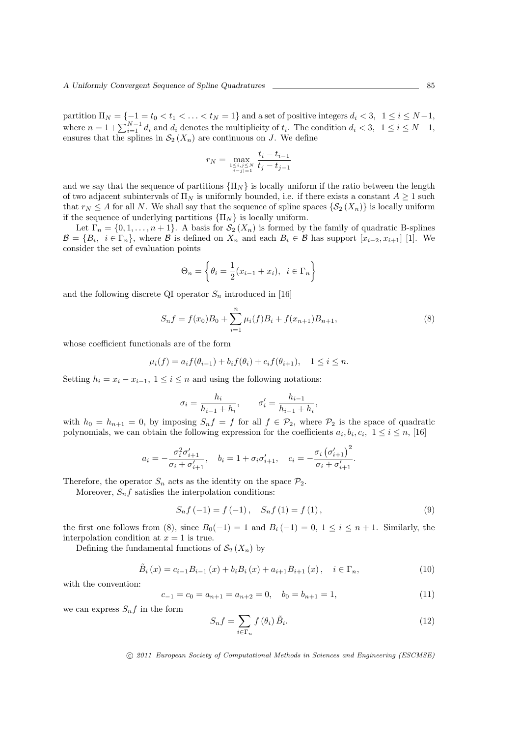partition $\Pi_N = \{-1 = t_0 < t_1 < \ldots < t_N = 1\}$ and a set of positive integers $d_i < 3,\ \ 1 \leq i \leq N-1$, where $n = 1+\sum_{i=1}^{N-1} d_i$ and $d_i$ denotes the multiplicity of $t_i$. The condition $d_i < 3,\ \ 1 \leq i \leq N-1$, ensures that the splines in $\mathcal{S}_2(X_n)$ are continuous on $J$. We define

$$r_N = \max_{\substack{1 \leq i,j \leq N \\ |i-j|=1}} \frac{t_i - t_{i-1}}{t_j - t_{j-1}}$$

and we say that the sequence of partitions $\{\Pi_N\}$ is locally uniform if the ratio between the length of two adjacent subintervals of $\Pi_N$ is uniformly bounded, i.e. if there exists a constant $A \geq 1$ such that $r_N \leq A$ for all $N$. We shall say that the sequence of spline spaces $\{\mathcal{S}_2(X_n)\}$ is locally uniform if the sequence of underlying partitions $\{\Pi_N\}$ is locally uniform.

Let $\Gamma_n = \{0, 1, \ldots, n+1\}$. A basis for $\mathcal{S}_2(X_n)$ is formed by the family of quadratic B-splines $\mathcal{B} = \{B_i,\ \ i \in \Gamma_n\}$, where $\mathcal{B}$ is defined on $X_n$ and each $B_i \in \mathcal{B}$ has support $[x_{i-2}, x_{i+1}]$ [1]. We consider the set of evaluation points

$$\Theta_n = \left\{ \theta_i = \frac{1}{2}(x_{i-1} + x_i),\ \ i \in \Gamma_n \right\}$$

and the following discrete QI operator $S_n$ introduced in [16]

$$S_n f = f(x_0)B_0 + \sum_{i=1}^{n} \mu_i(f) B_i + f(x_{n+1})B_{n+1}, \tag{8}$$

whose coefficient functionals are of the form

$$\mu_i(f) = a_i f(\theta_{i-1}) + b_i f(\theta_i) + c_i f(\theta_{i+1}), \quad 1 \leq i \leq n.$$

Setting $h_i = x_i - x_{i-1},\ 1 \leq i \leq n$ and using the following notations:

$$\sigma_i = \frac{h_i}{h_{i-1} + h_i}, \qquad \sigma_i' = \frac{h_{i-1}}{h_{i-1} + h_i},$$

with $h_0 = h_{n+1} = 0$, by imposing $S_n f = f$ for all $f \in \mathcal{P}_2$, where $\mathcal{P}_2$ is the space of quadratic polynomials, we can obtain the following expression for the coefficients $a_i, b_i, c_i,\ 1 \leq i \leq n$, [16]

$$a_i = -\frac{\sigma_i^2 \sigma_{i+1}'}{\sigma_i + \sigma_{i+1}'}, \quad b_i = 1 + \sigma_i \sigma_{i+1}', \quad c_i = -\frac{\sigma_i \left(\sigma_{i+1}'\right)^2}{\sigma_i + \sigma_{i+1}'}.$$

Therefore, the operator $S_n$ acts as the identity on the space $\mathcal{P}_2$.

Moreover, $S_n f$ satisfies the interpolation conditions:

$$S_n f(-1) = f(-1), \quad S_n f(1) = f(1), \tag{9}$$

the first one follows from (8), since $B_0(-1) = 1$ and $B_i(-1) = 0,\ 1 \leq i \leq n+1$. Similarly, the interpolation condition at $x = 1$ is true.

Defining the fundamental functions of $\mathcal{S}_2(X_n)$ by

$$\tilde{B}_i(x) = c_{i-1} B_{i-1}(x) + b_i B_i(x) + a_{i+1} B_{i+1}(x), \quad i \in \Gamma_n, \tag{10}$$

with the convention:

$$c_{-1} = c_0 = a_{n+1} = a_{n+2} = 0, \quad b_0 = b_{n+1} = 1, \tag{11}$$

we can express $S_n f$ in the form

$$S_n f = \sum_{i \in \Gamma_n} f(\theta_i)\, \tilde{B}_i. \tag{12}$$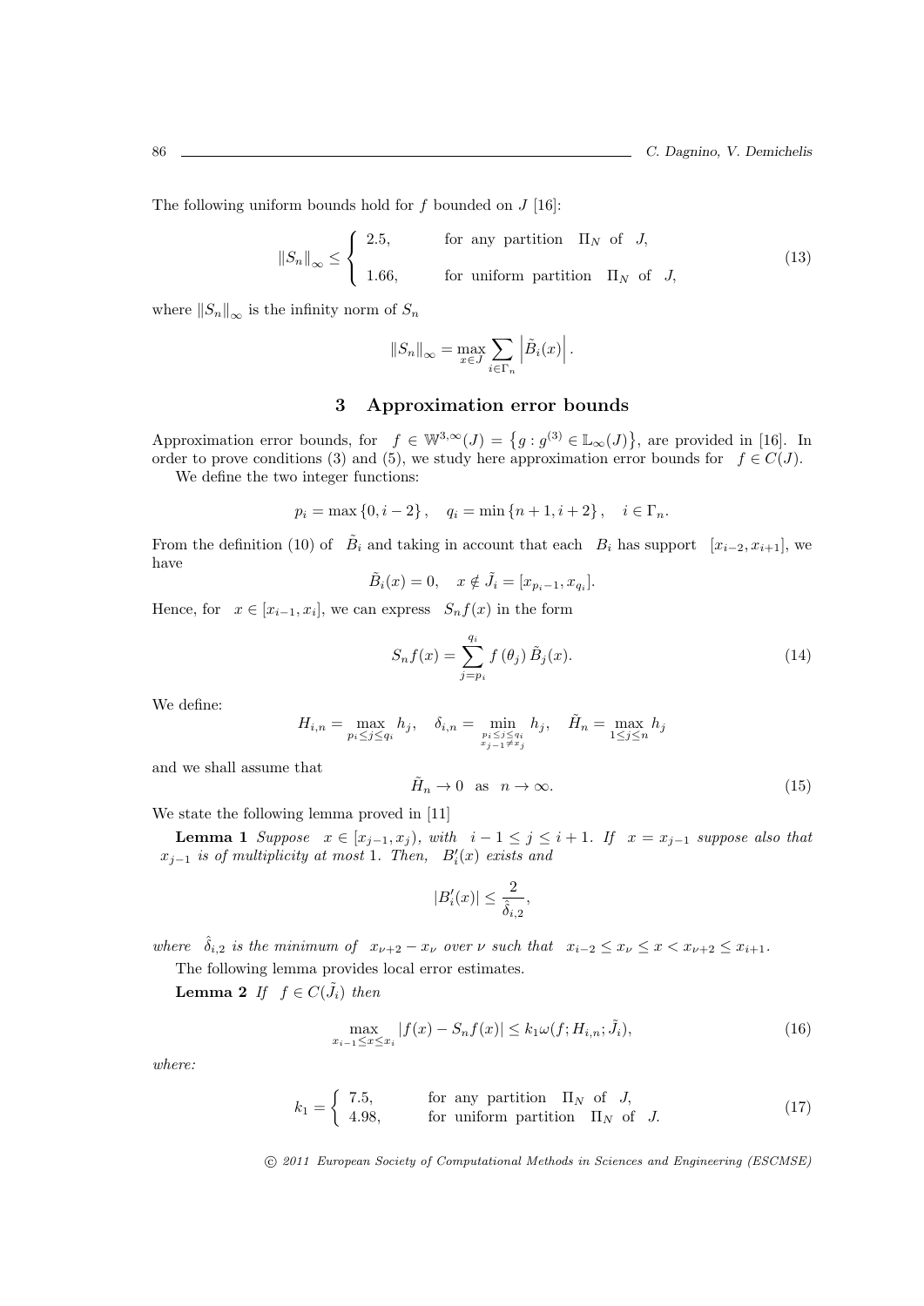The following uniform bounds hold for $f$ bounded on $J$ [16]:

$$\|S_n\|_\infty \le \begin{cases} 2.5, & \text{for any partition } \Pi_N \text{ of } J, \\ 1.66, & \text{for uniform partition } \Pi_N \text{ of } J, \end{cases} \tag{13}$$

where $\|S_n\|_\infty$ is the infinity norm of $S_n$

$$\|S_n\|_\infty = \max_{x\in J} \sum_{i\in\Gamma_n} \left|\tilde{B}_i(x)\right|.$$

## 3 Approximation error bounds

Approximation error bounds, for $f \in \mathbb{W}^{3,\infty}(J) = \left\{g : g^{(3)} \in \mathbb{L}_\infty(J)\right\}$, are provided in [16]. In order to prove conditions (3) and (5), we study here approximation error bounds for $f \in C(J)$.

We define the two integer functions:

$$p_i = \max\{0, i-2\}, \quad q_i = \min\{n+1, i+2\}, \quad i \in \Gamma_n.$$

From the definition (10) of $\tilde{B}_i$ and taking in account that each $B_i$ has support $[x_{i-2}, x_{i+1}]$, we have

$$\tilde{B}_i(x) = 0, \quad x \notin \tilde{J}_i = [x_{p_i-1}, x_{q_i}].$$

Hence, for $x \in [x_{i-1}, x_i]$, we can express $S_n f(x)$ in the form

$$S_n f(x) = \sum_{j=p_i}^{q_i} f(\theta_j)\, \tilde{B}_j(x). \tag{14}$$

We define:

$$H_{i,n} = \max_{p_i\le j\le q_i} h_j, \quad \delta_{i,n} = \min_{\substack{p_i\le j\le q_i \\ x_{j-1}\ne x_j}} h_j, \quad \tilde{H}_n = \max_{1\le j\le n} h_j$$

and we shall assume that

$$\tilde{H}_n \to 0 \quad \text{as} \quad n \to \infty. \tag{15}$$

We state the following lemma proved in [11]

**Lemma 1** *Suppose* $x \in [x_{j-1}, x_j)$, *with* $i-1 \le j \le i+1$. *If* $x = x_{j-1}$ *suppose also that* $x_{j-1}$ *is of multiplicity at most* 1. *Then,* $B_i'(x)$ *exists and*

$$|B_i'(x)| \le \frac{2}{\hat{\delta}_{i,2}},$$

*where* $\hat{\delta}_{i,2}$ *is the minimum of* $x_{\nu+2} - x_\nu$ *over* $\nu$ *such that* $x_{i-2} \le x_\nu \le x < x_{\nu+2} \le x_{i+1}$.

The following lemma provides local error estimates.

**Lemma 2** *If* $f \in C(\tilde{J}_i)$ *then*

$$\max_{x_{i-1}\le x\le x_i} |f(x) - S_n f(x)| \le k_1 \omega(f; H_{i,n}; \tilde{J}_i), \tag{16}$$

*where:*

$$k_1 = \begin{cases} 7.5, & \text{for any partition } \Pi_N \text{ of } J, \\ 4.98, & \text{for uniform partition } \Pi_N \text{ of } J. \end{cases} \tag{17}$$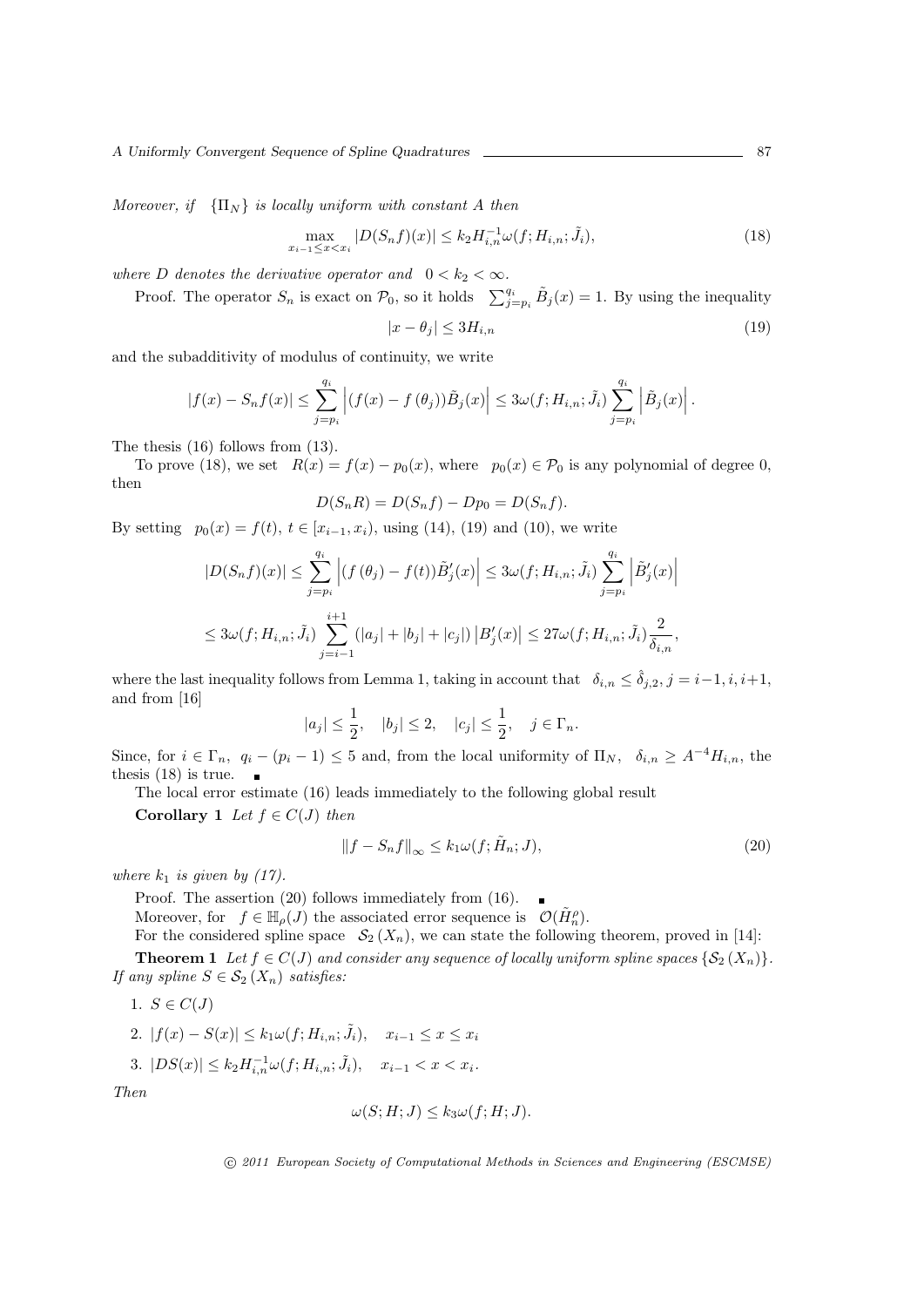*Moreover, if* $\{\Pi_N\}$ *is locally uniform with constant* $A$ *then*

$$\max_{x_{i-1}\le x<x_i} |D(S_nf)(x)| \le k_2 H_{i,n}^{-1}\omega(f;H_{i,n};\tilde{J}_i), \tag{18}$$

*where* $D$ *denotes the derivative operator and* $0<k_2<\infty$.

Proof. The operator $S_n$ is exact on $\mathcal{P}_0$, so it holds $\sum_{j=p_i}^{q_i}\tilde{B}_j(x)=1$. By using the inequality

$$|x-\theta_j| \le 3H_{i,n} \tag{19}$$

and the subadditivity of modulus of continuity, we write

$$|f(x)-S_nf(x)| \le \sum_{j=p_i}^{q_i}\left|(f(x)-f(\theta_j))\tilde{B}_j(x)\right| \le 3\omega(f;H_{i,n};\tilde{J}_i)\sum_{j=p_i}^{q_i}\left|\tilde{B}_j(x)\right|.$$

The thesis (16) follows from (13).

To prove (18), we set $R(x)=f(x)-p_0(x)$, where $p_0(x)\in\mathcal{P}_0$ is any polynomial of degree 0, then

$$D(S_nR)=D(S_nf)-Dp_0=D(S_nf).$$

By setting $p_0(x)=f(t)$, $t\in[x_{i-1},x_i)$, using (14), (19) and (10), we write

$$|D(S_nf)(x)| \le \sum_{j=p_i}^{q_i}\left|(f(\theta_j)-f(t))\tilde{B}_j'(x)\right| \le 3\omega(f;H_{i,n};\tilde{J}_i)\sum_{j=p_i}^{q_i}\left|\tilde{B}_j'(x)\right|$$

$$\le 3\omega(f;H_{i,n};\tilde{J}_i)\sum_{j=i-1}^{i+1}(|a_j|+|b_j|+|c_j|)\left|B_j'(x)\right| \le 27\omega(f;H_{i,n};\tilde{J}_i)\frac{2}{\delta_{i,n}},$$

where the last inequality follows from Lemma 1, taking in account that $\delta_{i,n}\le\hat{\delta}_{j,2}$, $j=i-1,i,i+1$, and from [16]

$$|a_j|\le\frac{1}{2},\quad |b_j|\le 2,\quad |c_j|\le\frac{1}{2},\quad j\in\Gamma_n.$$

Since, for $i\in\Gamma_n$, $q_i-(p_i-1)\le 5$ and, from the local uniformity of $\Pi_N$, $\delta_{i,n}\ge A^{-4}H_{i,n}$, the thesis (18) is true. ∎

The local error estimate (16) leads immediately to the following global result

**Corollary 1** *Let* $f\in C(J)$ *then*

$$\|f-S_nf\|_\infty \le k_1\omega(f;\tilde{H}_n;J), \tag{20}$$

*where* $k_1$ *is given by (17).*

Proof. The assertion (20) follows immediately from (16). ∎

Moreover, for $f\in\mathbb{H}_\rho(J)$ the associated error sequence is $\mathcal{O}(\tilde{H}_n^\rho)$.

For the considered spline space $\mathcal{S}_2(X_n)$, we can state the following theorem, proved in [14]:

**Theorem 1** *Let* $f\in C(J)$ *and consider any sequence of locally uniform spline spaces* $\{\mathcal{S}_2(X_n)\}$. *If any spline* $S\in\mathcal{S}_2(X_n)$ *satisfies:*

1. $S\in C(J)$
2. $|f(x)-S(x)|\le k_1\omega(f;H_{i,n};\tilde{J}_i)$, $\quad x_{i-1}\le x\le x_i$
3. $|DS(x)|\le k_2H_{i,n}^{-1}\omega(f;H_{i,n};\tilde{J}_i)$, $\quad x_{i-1}<x<x_i$.

*Then*

$$\omega(S;H;J)\le k_3\omega(f;H;J).$$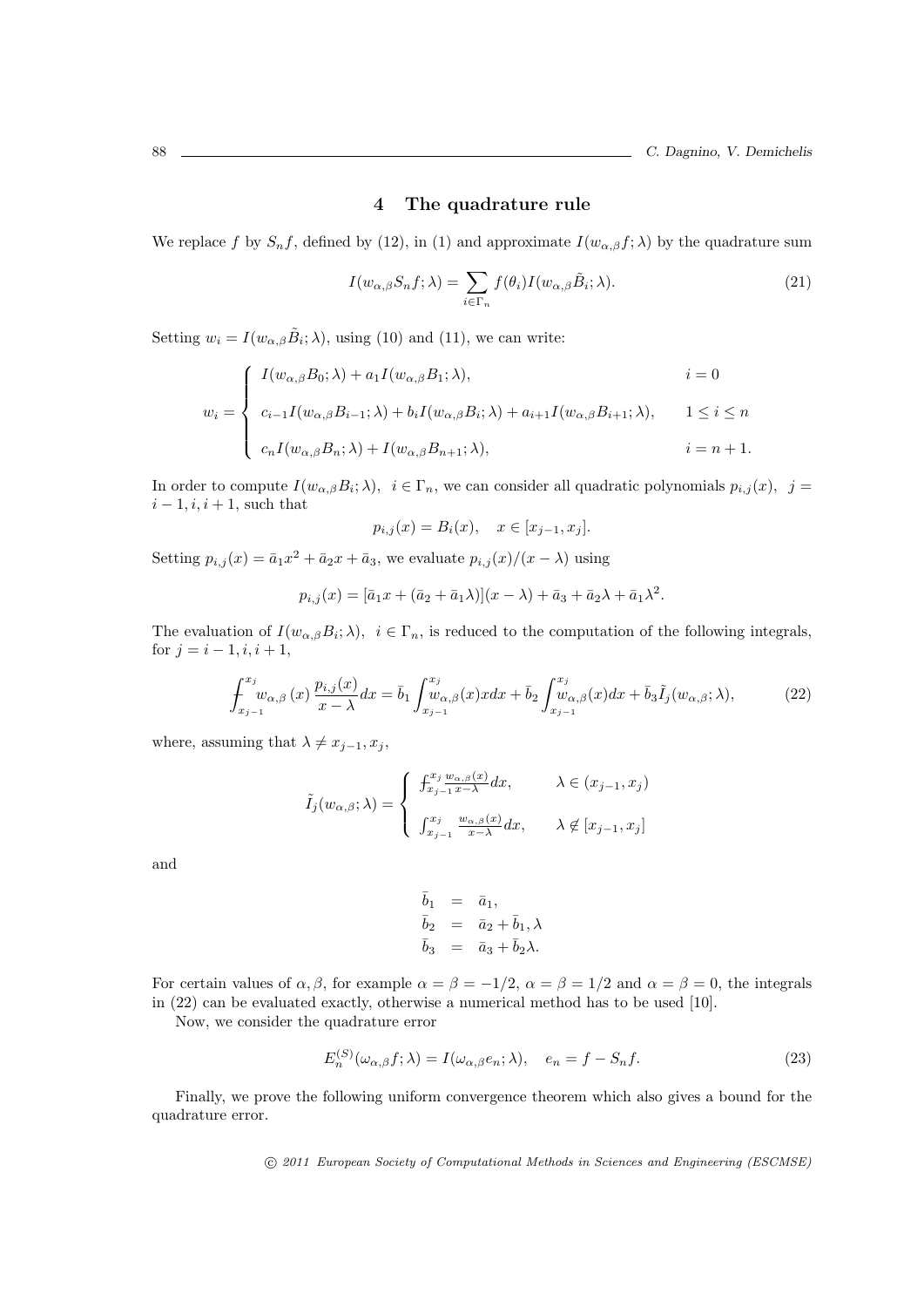## 4 The quadrature rule

We replace $f$ by $S_n f$, defined by (12), in (1) and approximate $I(w_{\alpha,\beta}f;\lambda)$ by the quadrature sum

$$I(w_{\alpha,\beta}S_n f;\lambda) = \sum_{i\in\Gamma_n} f(\theta_i) I(w_{\alpha,\beta}\tilde{B}_i;\lambda). \tag{21}$$

Setting $w_i = I(w_{\alpha,\beta}\tilde{B}_i;\lambda)$, using (10) and (11), we can write:

$$w_i = \begin{cases} I(w_{\alpha,\beta}B_0;\lambda) + a_1 I(w_{\alpha,\beta}B_1;\lambda), & i=0 \\ c_{i-1}I(w_{\alpha,\beta}B_{i-1};\lambda) + b_i I(w_{\alpha,\beta}B_i;\lambda) + a_{i+1}I(w_{\alpha,\beta}B_{i+1};\lambda), & 1\le i\le n \\ c_n I(w_{\alpha,\beta}B_n;\lambda) + I(w_{\alpha,\beta}B_{n+1};\lambda), & i=n+1. \end{cases}$$

In order to compute $I(w_{\alpha,\beta}B_i;\lambda)$, $i\in\Gamma_n$, we can consider all quadratic polynomials $p_{i,j}(x)$, $j = i-1, i, i+1$, such that

$$p_{i,j}(x) = B_i(x), \quad x\in[x_{j-1},x_j].$$

Setting $p_{i,j}(x) = \bar{a}_1 x^2 + \bar{a}_2 x + \bar{a}_3$, we evaluate $p_{i,j}(x)/(x-\lambda)$ using

$$p_{i,j}(x) = [\bar{a}_1 x + (\bar{a}_2 + \bar{a}_1\lambda)](x-\lambda) + \bar{a}_3 + \bar{a}_2\lambda + \bar{a}_1\lambda^2.$$

The evaluation of $I(w_{\alpha,\beta}B_i;\lambda)$, $i\in\Gamma_n$, is reduced to the computation of the following integrals, for $j = i-1, i, i+1$,

$$⨍_{x_{j-1}}^{x_j} w_{\alpha,\beta}(x)\frac{p_{i,j}(x)}{x-\lambda}dx = \bar{b}_1\int_{x_{j-1}}^{x_j} w_{\alpha,\beta}(x)x\,dx + \bar{b}_2\int_{x_{j-1}}^{x_j} w_{\alpha,\beta}(x)dx + \bar{b}_3\tilde{I}_j(w_{\alpha,\beta};\lambda), \tag{22}$$

where, assuming that $\lambda \ne x_{j-1}, x_j$,

$$\tilde{I}_j(w_{\alpha,\beta};\lambda) = \begin{cases} ⨍_{x_{j-1}}^{x_j}\frac{w_{\alpha,\beta}(x)}{x-\lambda}dx, & \lambda\in(x_{j-1},x_j) \\ \int_{x_{j-1}}^{x_j}\frac{w_{\alpha,\beta}(x)}{x-\lambda}dx, & \lambda\notin[x_{j-1},x_j] \end{cases}$$

and

$$\begin{aligned} \bar{b}_1 &= \bar{a}_1, \\ \bar{b}_2 &= \bar{a}_2 + \bar{b}_1, \lambda \\ \bar{b}_3 &= \bar{a}_3 + \bar{b}_2\lambda. \end{aligned}$$

For certain values of $\alpha,\beta$, for example $\alpha=\beta=-1/2$, $\alpha=\beta=1/2$ and $\alpha=\beta=0$, the integrals in (22) can be evaluated exactly, otherwise a numerical method has to be used [10].

Now, we consider the quadrature error

$$E_n^{(S)}(\omega_{\alpha,\beta}f;\lambda) = I(\omega_{\alpha,\beta}e_n;\lambda), \quad e_n = f - S_n f. \tag{23}$$

Finally, we prove the following uniform convergence theorem which also gives a bound for the quadrature error.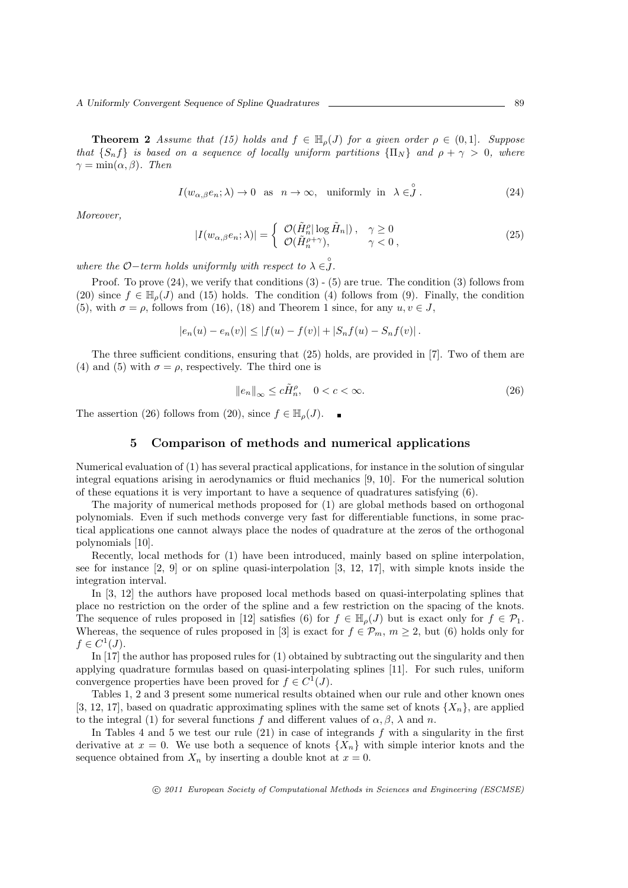**Theorem 2** *Assume that (15) holds and $f \in \mathbb{H}_\rho(J)$ for a given order $\rho \in (0,1]$. Suppose that $\{S_n f\}$ is based on a sequence of locally uniform partitions $\{\Pi_N\}$ and $\rho + \gamma > 0$, where $\gamma = \min(\alpha, \beta)$. Then*

$$I(w_{\alpha,\beta} e_n; \lambda) \to 0 \quad \text{as} \quad n \to \infty, \quad \text{uniformly in} \quad \lambda \in \overset{\circ}{J}. \tag{24}$$

*Moreover,*

$$|I(w_{\alpha,\beta} e_n; \lambda)| = \begin{cases} \mathcal{O}(\tilde{H}_n^\rho |\log \tilde{H}_n|), & \gamma \geq 0 \\ \mathcal{O}(\tilde{H}_n^{\rho+\gamma}), & \gamma < 0, \end{cases} \tag{25}$$

*where the $\mathcal{O}-$term holds uniformly with respect to $\lambda \in \overset{\circ}{J}$.*

Proof. To prove (24), we verify that conditions (3) - (5) are true. The condition (3) follows from (20) since $f \in \mathbb{H}_\rho(J)$ and (15) holds. The condition (4) follows from (9). Finally, the condition (5), with $\sigma = \rho$, follows from (16), (18) and Theorem 1 since, for any $u, v \in J$,

$$|e_n(u) - e_n(v)| \leq |f(u) - f(v)| + |S_n f(u) - S_n f(v)|.$$

The three sufficient conditions, ensuring that (25) holds, are provided in [7]. Two of them are (4) and (5) with $\sigma = \rho$, respectively. The third one is

$$\|e_n\|_\infty \leq c\tilde{H}_n^\rho, \quad 0 < c < \infty. \tag{26}$$

The assertion (26) follows from (20), since $f \in \mathbb{H}_\rho(J)$. ∎

## 5 Comparison of methods and numerical applications

Numerical evaluation of (1) has several practical applications, for instance in the solution of singular integral equations arising in aerodynamics or fluid mechanics [9, 10]. For the numerical solution of these equations it is very important to have a sequence of quadratures satisfying (6).

The majority of numerical methods proposed for (1) are global methods based on orthogonal polynomials. Even if such methods converge very fast for differentiable functions, in some practical applications one cannot always place the nodes of quadrature at the zeros of the orthogonal polynomials [10].

Recently, local methods for (1) have been introduced, mainly based on spline interpolation, see for instance [2, 9] or on spline quasi-interpolation [3, 12, 17], with simple knots inside the integration interval.

In [3, 12] the authors have proposed local methods based on quasi-interpolating splines that place no restriction on the order of the spline and a few restriction on the spacing of the knots. The sequence of rules proposed in [12] satisfies (6) for $f \in \mathbb{H}_\rho(J)$ but is exact only for $f \in \mathcal{P}_1$. Whereas, the sequence of rules proposed in [3] is exact for $f \in \mathcal{P}_m$, $m \geq 2$, but (6) holds only for $f \in C^1(J)$.

In [17] the author has proposed rules for (1) obtained by subtracting out the singularity and then applying quadrature formulas based on quasi-interpolating splines [11]. For such rules, uniform convergence properties have been proved for $f \in C^1(J)$.

Tables 1, 2 and 3 present some numerical results obtained when our rule and other known ones [3, 12, 17], based on quadratic approximating splines with the same set of knots $\{X_n\}$, are applied to the integral (1) for several functions $f$ and different values of $\alpha, \beta, \lambda$ and $n$.

In Tables 4 and 5 we test our rule (21) in case of integrands $f$ with a singularity in the first derivative at $x = 0$. We use both a sequence of knots $\{X_n\}$ with simple interior knots and the sequence obtained from $X_n$ by inserting a double knot at $x = 0$.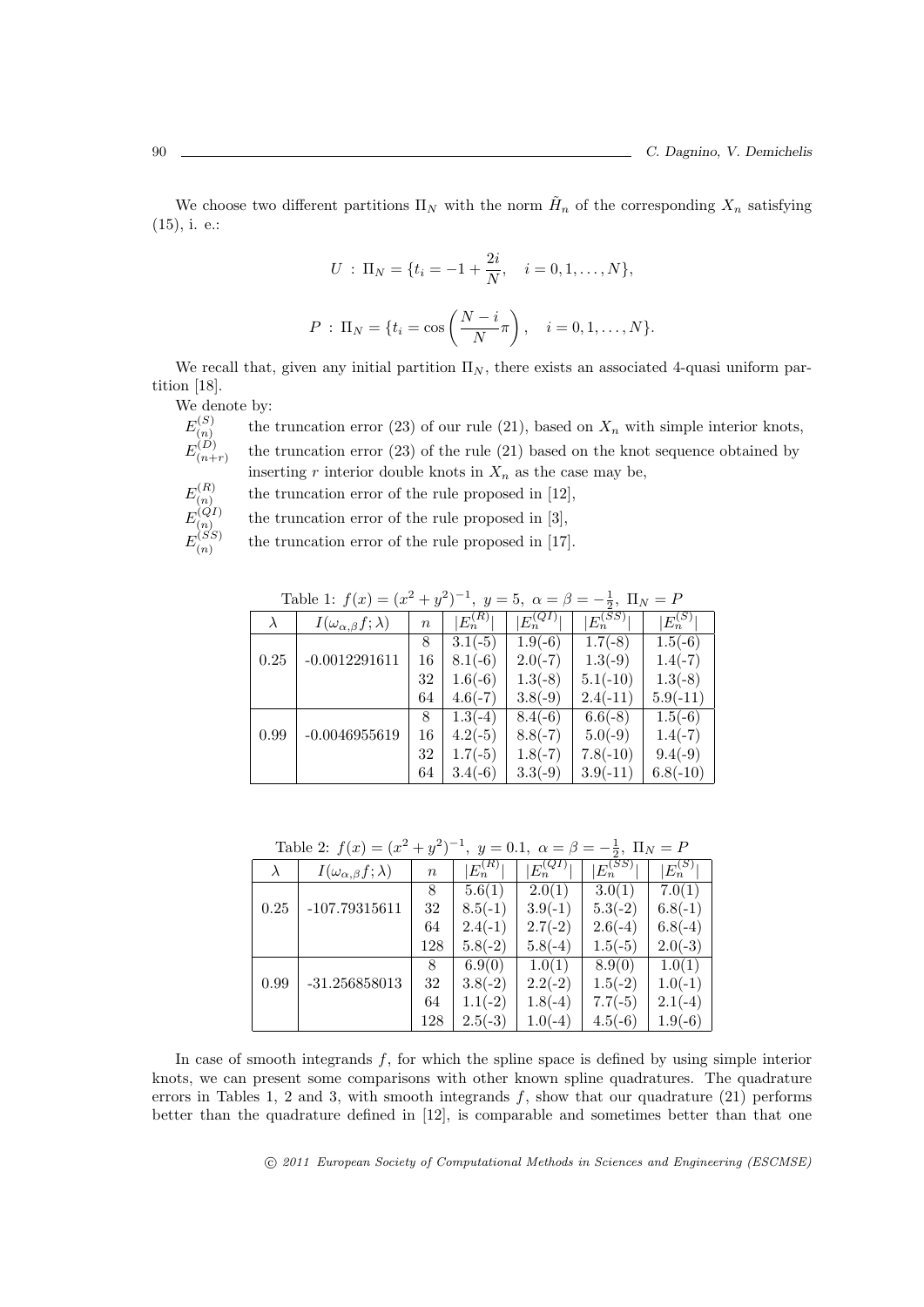We choose two different partitions $\Pi_N$ with the norm $\tilde{H}_n$ of the corresponding $X_n$ satisfying (15), i. e.:

$$U \; : \; \Pi_N = \{t_i = -1 + \frac{2i}{N}, \quad i = 0, 1, \ldots, N\},$$

$$P \; : \; \Pi_N = \{t_i = \cos\left(\frac{N-i}{N}\pi\right), \quad i = 0, 1, \ldots, N\}.$$

We recall that, given any initial partition $\Pi_N$, there exists an associated 4-quasi uniform partition [18].

We denote by:

- $E^{(S)}_{(n)}$ the truncation error (23) of our rule (21), based on $X_n$ with simple interior knots,
- $E^{(D)}_{(n+r)}$ the truncation error (23) of the rule (21) based on the knot sequence obtained by inserting $r$ interior double knots in $X_n$ as the case may be,
- $E^{(R)}_{(n)}$ the truncation error of the rule proposed in [12],
- $E^{(QI)}_{(n)}$ the truncation error of the rule proposed in [3],
- $E^{(SS)}_{(n)}$ the truncation error of the rule proposed in [17].

Table 1: $f(x) = (x^2 + y^2)^{-1}$, $y = 5$, $\alpha = \beta = -\frac{1}{2}$, $\Pi_N = P$

| $\lambda$ | $I(\omega_{\alpha,\beta} f; \lambda)$ | $n$ | $\lvert E^{(R)}_n \rvert$ | $\lvert E^{(QI)}_n \rvert$ | $\lvert E^{(SS)}_n \rvert$ | $\lvert E^{(S)}_n \rvert$ |
|---|---|---|---|---|---|---|
| | | 8 | 3.1(-5) | 1.9(-6) | 1.7(-8) | 1.5(-6) |
| 0.25 | -0.0012291611 | 16 | 8.1(-6) | 2.0(-7) | 1.3(-9) | 1.4(-7) |
| | | 32 | 1.6(-6) | 1.3(-8) | 5.1(-10) | 1.3(-8) |
| | | 64 | 4.6(-7) | 3.8(-9) | 2.4(-11) | 5.9(-11) |
| | | 8 | 1.3(-4) | 8.4(-6) | 6.6(-8) | 1.5(-6) |
| 0.99 | -0.0046955619 | 16 | 4.2(-5) | 8.8(-7) | 5.0(-9) | 1.4(-7) |
| | | 32 | 1.7(-5) | 1.8(-7) | 7.8(-10) | 9.4(-9) |
| | | 64 | 3.4(-6) | 3.3(-9) | 3.9(-11) | 6.8(-10) |

Table 2: $f(x) = (x^2 + y^2)^{-1}$, $y = 0.1$, $\alpha = \beta = -\frac{1}{2}$, $\Pi_N = P$

| $\lambda$ | $I(\omega_{\alpha,\beta} f; \lambda)$ | $n$ | $\lvert E^{(R)}_n \rvert$ | $\lvert E^{(QI)}_n \rvert$ | $\lvert E^{(SS)}_n \rvert$ | $\lvert E^{(S)}_n \rvert$ |
|---|---|---|---|---|---|---|
| | | 8 | 5.6(1) | 2.0(1) | 3.0(1) | 7.0(1) |
| 0.25 | -107.79315611 | 32 | 8.5(-1) | 3.9(-1) | 5.3(-2) | 6.8(-1) |
| | | 64 | 2.4(-1) | 2.7(-2) | 2.6(-4) | 6.8(-4) |
| | | 128 | 5.8(-2) | 5.8(-4) | 1.5(-5) | 2.0(-3) |
| | | 8 | 6.9(0) | 1.0(1) | 8.9(0) | 1.0(1) |
| 0.99 | -31.256858013 | 32 | 3.8(-2) | 2.2(-2) | 1.5(-2) | 1.0(-1) |
| | | 64 | 1.1(-2) | 1.8(-4) | 7.7(-5) | 2.1(-4) |
| | | 128 | 2.5(-3) | 1.0(-4) | 4.5(-6) | 1.9(-6) |

In case of smooth integrands $f$, for which the spline space is defined by using simple interior knots, we can present some comparisons with other known spline quadratures. The quadrature errors in Tables 1, 2 and 3, with smooth integrands $f$, show that our quadrature (21) performs better than the quadrature defined in [12], is comparable and sometimes better than that one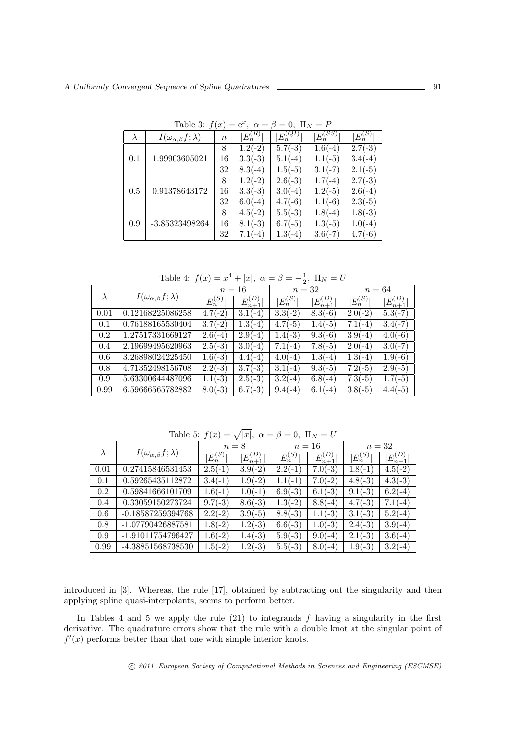Table 3: $f(x) = e^x$, $\alpha = \beta = 0$, $\Pi_N = P$

| $\lambda$ | $I(\omega_{\alpha,\beta} f; \lambda)$ | $n$ | $\lvert E_n^{(R)}\rvert$ | $\lvert E_n^{(QI)}\rvert$ | $\lvert E_n^{(SS)}\rvert$ | $\lvert E_n^{(S)}\rvert$ |
|---|---|---|---|---|---|---|
| 0.1 | 1.99903605021 | 8 | 1.2(-2) | 5.7(-3) | 1.6(-4) | 2.7(-3) |
| | | 16 | 3.3(-3) | 5.1(-4) | 1.1(-5) | 3.4(-4) |
| | | 32 | 8.3(-4) | 1.5(-5) | 3.1(-7) | 2.1(-5) |
| 0.5 | 0.91378643172 | 8 | 1.2(-2) | 2.6(-3) | 1.7(-4) | 2.7(-3) |
| | | 16 | 3.3(-3) | 3.0(-4) | 1.2(-5) | 2.6(-4) |
| | | 32 | 6.0(-4) | 4.7(-6) | 1.1(-6) | 2.3(-5) |
| 0.9 | -3.85323498264 | 8 | 4.5(-2) | 5.5(-3) | 1.8(-4) | 1.8(-3) |
| | | 16 | 8.1(-3) | 6.7(-5) | 1.3(-5) | 1.0(-4) |
| | | 32 | 7.1(-4) | 1.3(-4) | 3.6(-7) | 4.7(-6) |

Table 4: $f(x) = x^4 + |x|$, $\alpha = \beta = -\frac{1}{2}$, $\Pi_N = U$

| $\lambda$ | $I(\omega_{\alpha,\beta} f; \lambda)$ | $n = 16$ | | $n = 32$ | | $n = 64$ | |
|---|---|---|---|---|---|---|---|
| | | $\lvert E_n^{(S)}\rvert$ | $\lvert E_{n+1}^{(D)}\rvert$ | $\lvert E_n^{(S)}\rvert$ | $\lvert E_{n+1}^{(D)}\rvert$ | $\lvert E_n^{(S)}\rvert$ | $\lvert E_{n+1}^{(D)}\rvert$ |
| 0.01 | 0.12168225086258 | 4.7(-2) | 3.1(-4) | 3.3(-2) | 8.3(-6) | 2.0(-2) | 5.3(-7) |
| 0.1 | 0.76188165530404 | 3.7(-2) | 1.3(-4) | 4.7(-5) | 1.4(-5) | 7.1(-4) | 3.4(-7) |
| 0.2 | 1.27517331669127 | 2.6(-4) | 2.9(-4) | 1.4(-3) | 9.3(-6) | 3.9(-4) | 4.0(-6) |
| 0.4 | 2.19699495620963 | 2.5(-3) | 3.0(-4) | 7.1(-4) | 7.8(-5) | 2.0(-4) | 3.0(-7) |
| 0.6 | 3.26898024225450 | 1.6(-3) | 4.4(-4) | 4.0(-4) | 1.3(-4) | 1.3(-4) | 1.9(-6) |
| 0.8 | 4.71352498156708 | 2.2(-3) | 3.7(-3) | 3.1(-4) | 9.3(-5) | 7.2(-5) | 2.9(-5) |
| 0.9 | 5.63300644487096 | 1.1(-3) | 2.5(-3) | 3.2(-4) | 6.8(-4) | 7.3(-5) | 1.7(-5) |
| 0.99 | 6.59666565782882 | 8.0(-3) | 6.7(-3) | 9.4(-4) | 6.1(-4) | 3.8(-5) | 4.4(-5) |

Table 5: $f(x) = \sqrt{|x|}$, $\alpha = \beta = 0$, $\Pi_N = U$

| $\lambda$ | $I(\omega_{\alpha,\beta} f; \lambda)$ | $n = 8$ | | $n = 16$ | | $n = 32$ | |
|---|---|---|---|---|---|---|---|
| | | $\lvert E_n^{(S)}\rvert$ | $\lvert E_{n+1}^{(D)}\rvert$ | $\lvert E_n^{(S)}\rvert$ | $\lvert E_{n+1}^{(D)}\rvert$ | $\lvert E_n^{(S)}\rvert$ | $\lvert E_{n+1}^{(D)}\rvert$ |
| 0.01 | 0.27415846531453 | 2.5(-1) | 3.9(-2) | 2.2(-1) | 7.0(-3) | 1.8(-1) | 4.5(-2) |
| 0.1 | 0.59265435112872 | 3.4(-1) | 1.9(-2) | 1.1(-1) | 7.0(-2) | 4.8(-3) | 4.3(-3) |
| 0.2 | 0.59841666101709 | 1.6(-1) | 1.0(-1) | 6.9(-3) | 6.1(-3) | 9.1(-3) | 6.2(-4) |
| 0.4 | 0.33059150273724 | 9.7(-3) | 8.6(-3) | 1.3(-2) | 8.8(-4) | 4.7(-3) | 7.1(-4) |
| 0.6 | -0.18587259394768 | 2.2(-2) | 3.9(-5) | 8.8(-3) | 1.1(-3) | 3.1(-3) | 5.2(-4) |
| 0.8 | -1.07790426887581 | 1.8(-2) | 1.2(-3) | 6.6(-3) | 1.0(-3) | 2.4(-3) | 3.9(-4) |
| 0.9 | -1.91011754796427 | 1.6(-2) | 1.4(-3) | 5.9(-3) | 9.0(-4) | 2.1(-3) | 3.6(-4) |
| 0.99 | -4.38851568738530 | 1.5(-2) | 1.2(-3) | 5.5(-3) | 8.0(-4) | 1.9(-3) | 3.2(-4) |

introduced in [3]. Whereas, the rule [17], obtained by subtracting out the singularity and then applying spline quasi-interpolants, seems to perform better.

In Tables 4 and 5 we apply the rule (21) to integrands $f$ having a singularity in the first derivative. The quadrature errors show that the rule with a double knot at the singular point of $f'(x)$ performs better than that one with simple interior knots.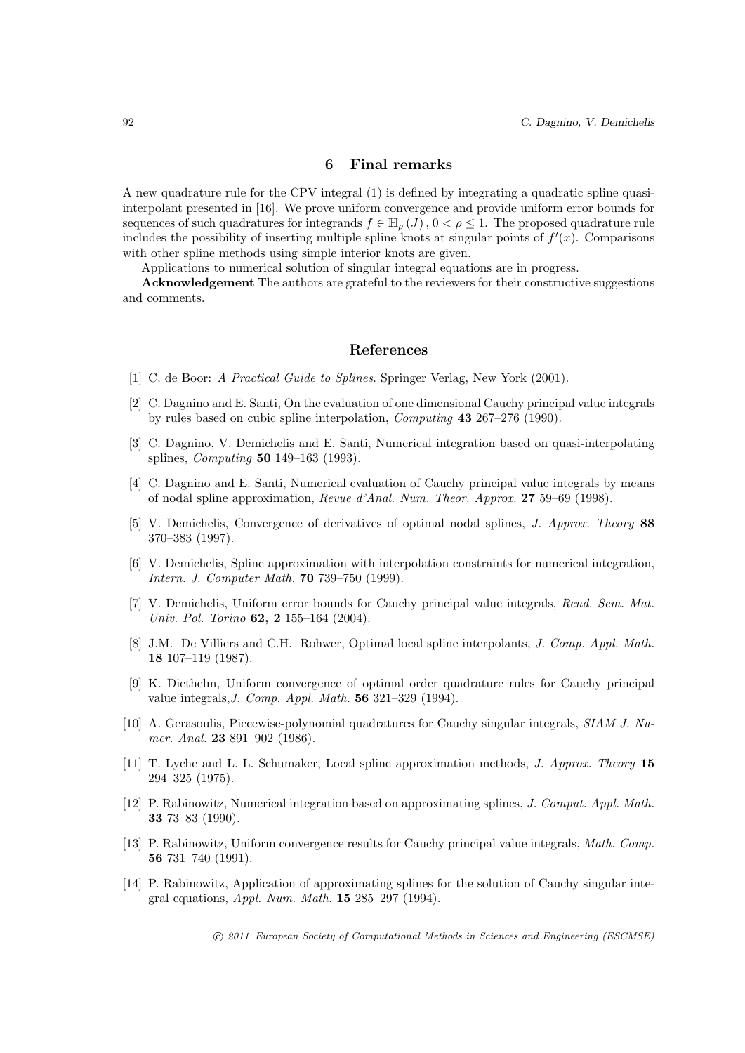## 6 Final remarks

A new quadrature rule for the CPV integral (1) is defined by integrating a quadratic spline quasi-interpolant presented in [16]. We prove uniform convergence and provide uniform error bounds for sequences of such quadratures for integrands $f \in \mathbb{H}_{\rho}(J)$, $0 < \rho \leq 1$. The proposed quadrature rule includes the possibility of inserting multiple spline knots at singular points of $f'(x)$. Comparisons with other spline methods using simple interior knots are given.

Applications to numerical solution of singular integral equations are in progress.

**Acknowledgement** The authors are grateful to the reviewers for their constructive suggestions and comments.

## References

[1] C. de Boor: *A Practical Guide to Splines*. Springer Verlag, New York (2001).

[2] C. Dagnino and E. Santi, On the evaluation of one dimensional Cauchy principal value integrals by rules based on cubic spline interpolation, *Computing* **43** 267–276 (1990).

[3] C. Dagnino, V. Demichelis and E. Santi, Numerical integration based on quasi-interpolating splines, *Computing* **50** 149–163 (1993).

[4] C. Dagnino and E. Santi, Numerical evaluation of Cauchy principal value integrals by means of nodal spline approximation, *Revue d'Anal. Num. Theor. Approx.* **27** 59–69 (1998).

[5] V. Demichelis, Convergence of derivatives of optimal nodal splines, *J. Approx. Theory* **88** 370–383 (1997).

[6] V. Demichelis, Spline approximation with interpolation constraints for numerical integration, *Intern. J. Computer Math.* **70** 739–750 (1999).

[7] V. Demichelis, Uniform error bounds for Cauchy principal value integrals, *Rend. Sem. Mat. Univ. Pol. Torino* **62, 2** 155–164 (2004).

[8] J.M. De Villiers and C.H. Rohwer, Optimal local spline interpolants, *J. Comp. Appl. Math.* **18** 107–119 (1987).

[9] K. Diethelm, Uniform convergence of optimal order quadrature rules for Cauchy principal value integrals,*J. Comp. Appl. Math.* **56** 321–329 (1994).

[10] A. Gerasoulis, Piecewise-polynomial quadratures for Cauchy singular integrals, *SIAM J. Numer. Anal.* **23** 891–902 (1986).

[11] T. Lyche and L. L. Schumaker, Local spline approximation methods, *J. Approx. Theory* **15** 294–325 (1975).

[12] P. Rabinowitz, Numerical integration based on approximating splines, *J. Comput. Appl. Math.* **33** 73–83 (1990).

[13] P. Rabinowitz, Uniform convergence results for Cauchy principal value integrals, *Math. Comp.* **56** 731–740 (1991).

[14] P. Rabinowitz, Application of approximating splines for the solution of Cauchy singular integral equations, *Appl. Num. Math.* **15** 285–297 (1994).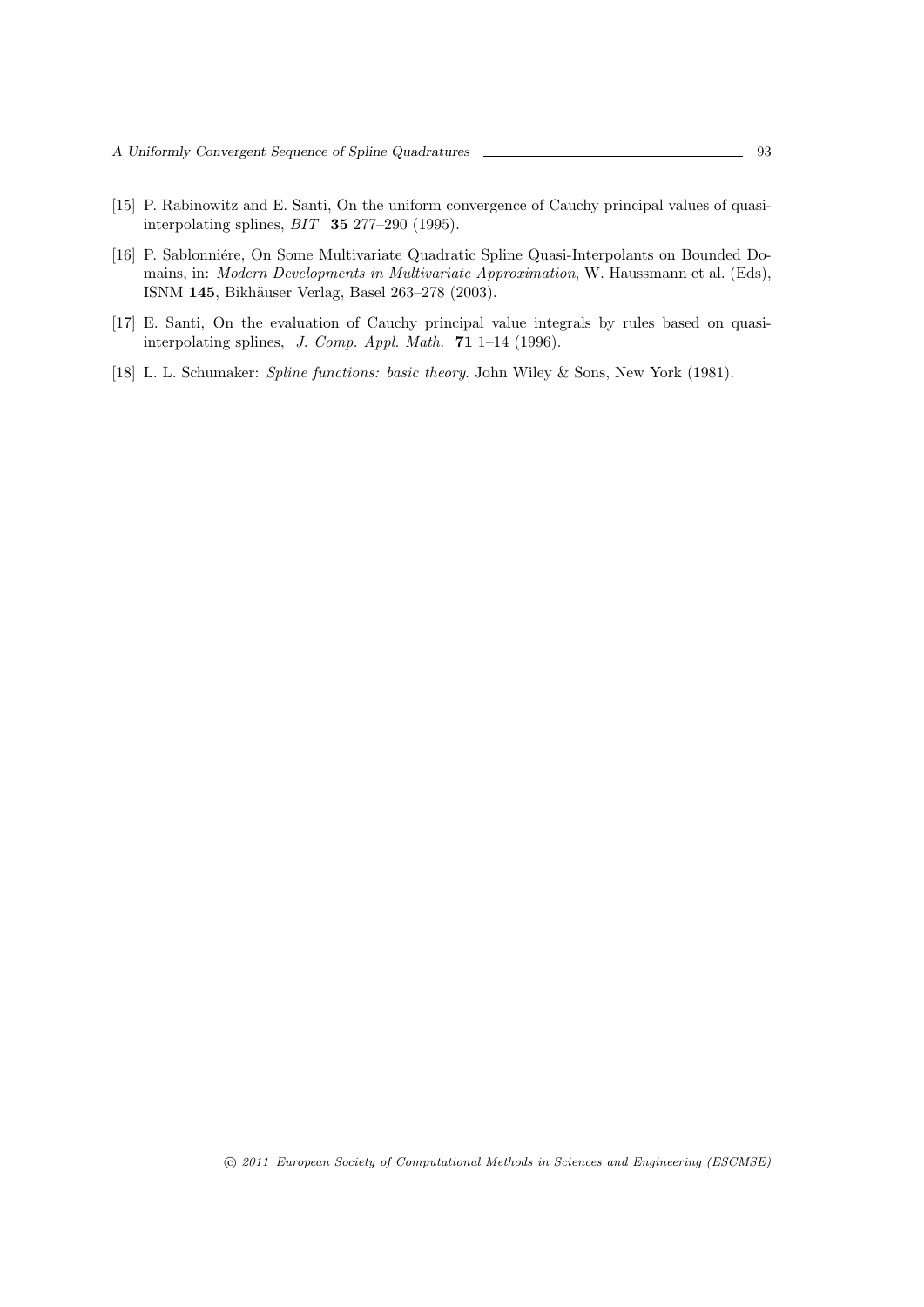[15] P. Rabinowitz and E. Santi, On the uniform convergence of Cauchy principal values of quasi-interpolating splines, *BIT* **35** 277–290 (1995).

[16] P. Sablonniére, On Some Multivariate Quadratic Spline Quasi-Interpolants on Bounded Domains, in: *Modern Developments in Multivariate Approximation*, W. Haussmann et al. (Eds), ISNM **145**, Bikhäuser Verlag, Basel 263–278 (2003).

[17] E. Santi, On the evaluation of Cauchy principal value integrals by rules based on quasi-interpolating splines, *J. Comp. Appl. Math.* **71** 1–14 (1996).

[18] L. L. Schumaker: *Spline functions: basic theory*. John Wiley & Sons, New York (1981).